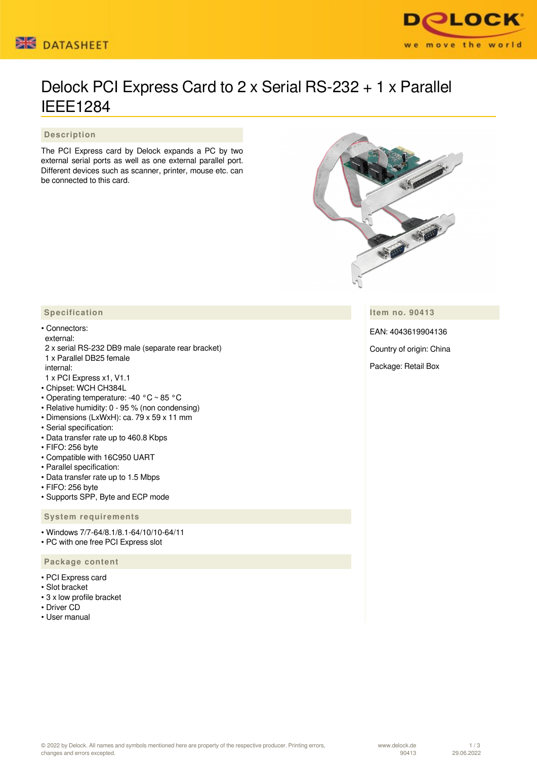# Delock PCI Express Card to 2 x Serial RS-232 + 1 x Parallel IEEE1284

## Description

The PCI Express card by Delock expands a PC by two external serial ports as well as one external parallel port. Different devices such as scanner, printer, mouse etc. can be connected to this card.

## Specification

- Connectors:
  external:
  2 x serial RS-232 DB9 male (separate rear bracket)
  1 x Parallel DB25 female
  internal:
  1 x PCI Express x1, V1.1
- Chipset: WCH CH384L
- Operating temperature: -40 °C ~ 85 °C
- Relative humidity: 0 - 95 % (non condensing)
- Dimensions (LxWxH): ca. 79 x 59 x 11 mm
- Serial specification:
- Data transfer rate up to 460.8 Kbps
- FIFO: 256 byte
- Compatible with 16C950 UART
- Parallel specification:
- Data transfer rate up to 1.5 Mbps
- FIFO: 256 byte
- Supports SPP, Byte and ECP mode

## System requirements

- Windows 7/7-64/8.1/8.1-64/10/10-64/11
- PC with one free PCI Express slot

## Package content

- PCI Express card
- Slot bracket
- 3 x low profile bracket
- Driver CD
- User manual

## Item no. 90413

EAN: 4043619904136

Country of origin: China

Package: Retail Box

© 2022 by Delock. All names and symbols mentioned here are property of the respective producer. Printing errors, changes and errors excepted.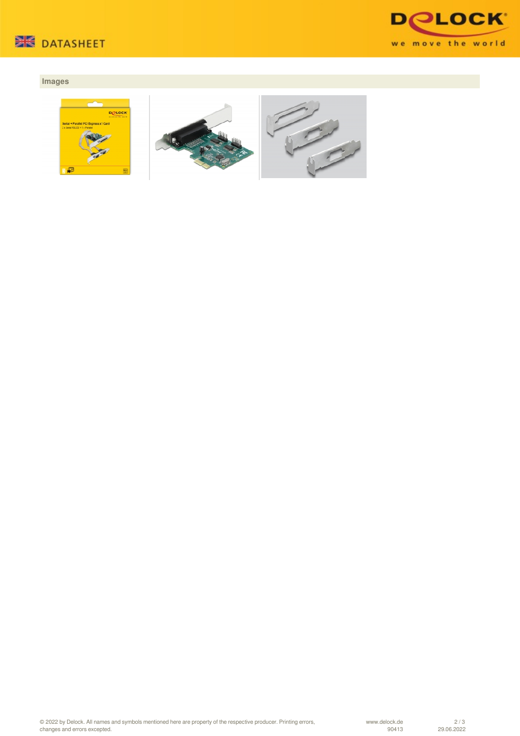## Images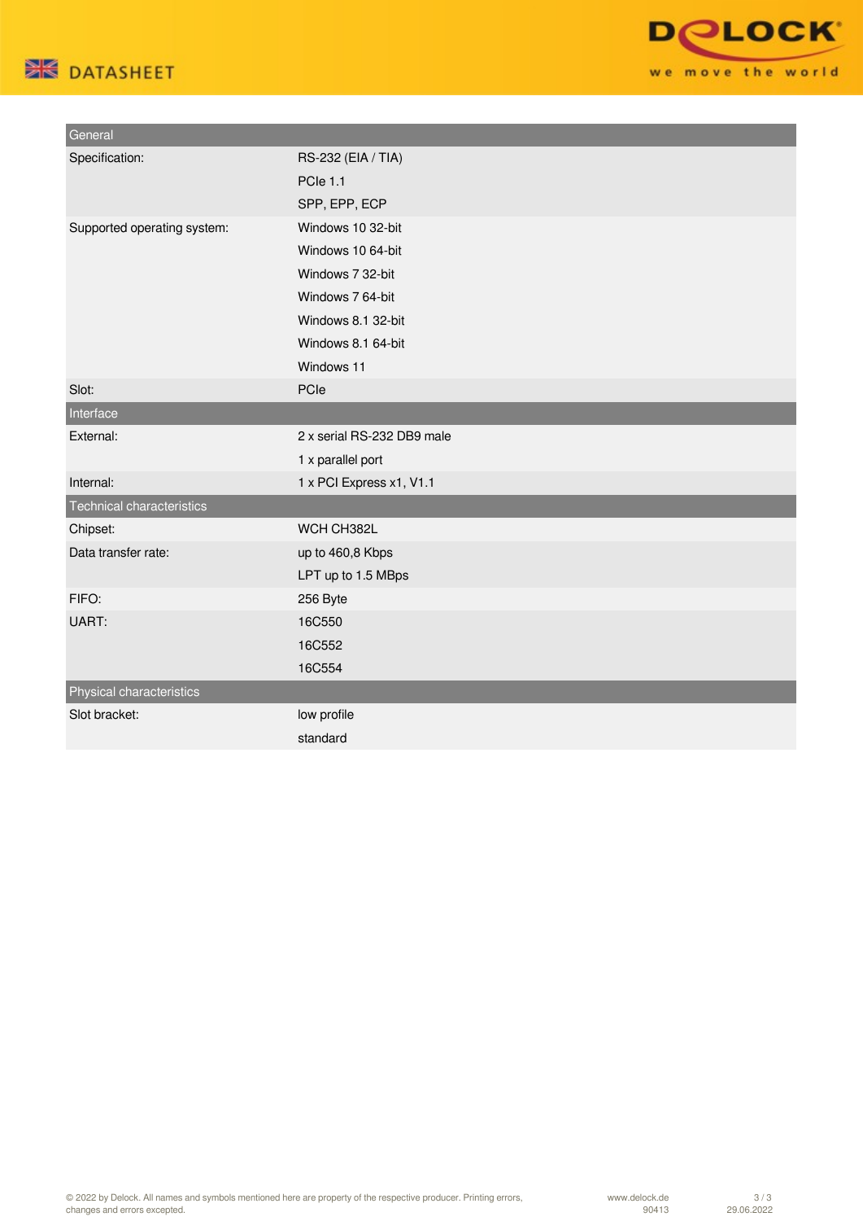| | |
|---|---|
| **General** | |
| Specification: | RS-232 (EIA / TIA)<br>PCIe 1.1<br>SPP, EPP, ECP |
| Supported operating system: | Windows 10 32-bit<br>Windows 10 64-bit<br>Windows 7 32-bit<br>Windows 7 64-bit<br>Windows 8.1 32-bit<br>Windows 8.1 64-bit<br>Windows 11 |
| Slot: | PCIe |
| **Interface** | |
| External: | 2 x serial RS-232 DB9 male<br>1 x parallel port |
| Internal: | 1 x PCI Express x1, V1.1 |
| **Technical characteristics** | |
| Chipset: | WCH CH382L |
| Data transfer rate: | up to 460,8 Kbps<br>LPT up to 1.5 MBps |
| FIFO: | 256 Byte |
| UART: | 16C550<br>16C552<br>16C554 |
| **Physical characteristics** | |
| Slot bracket: | low profile<br>standard |